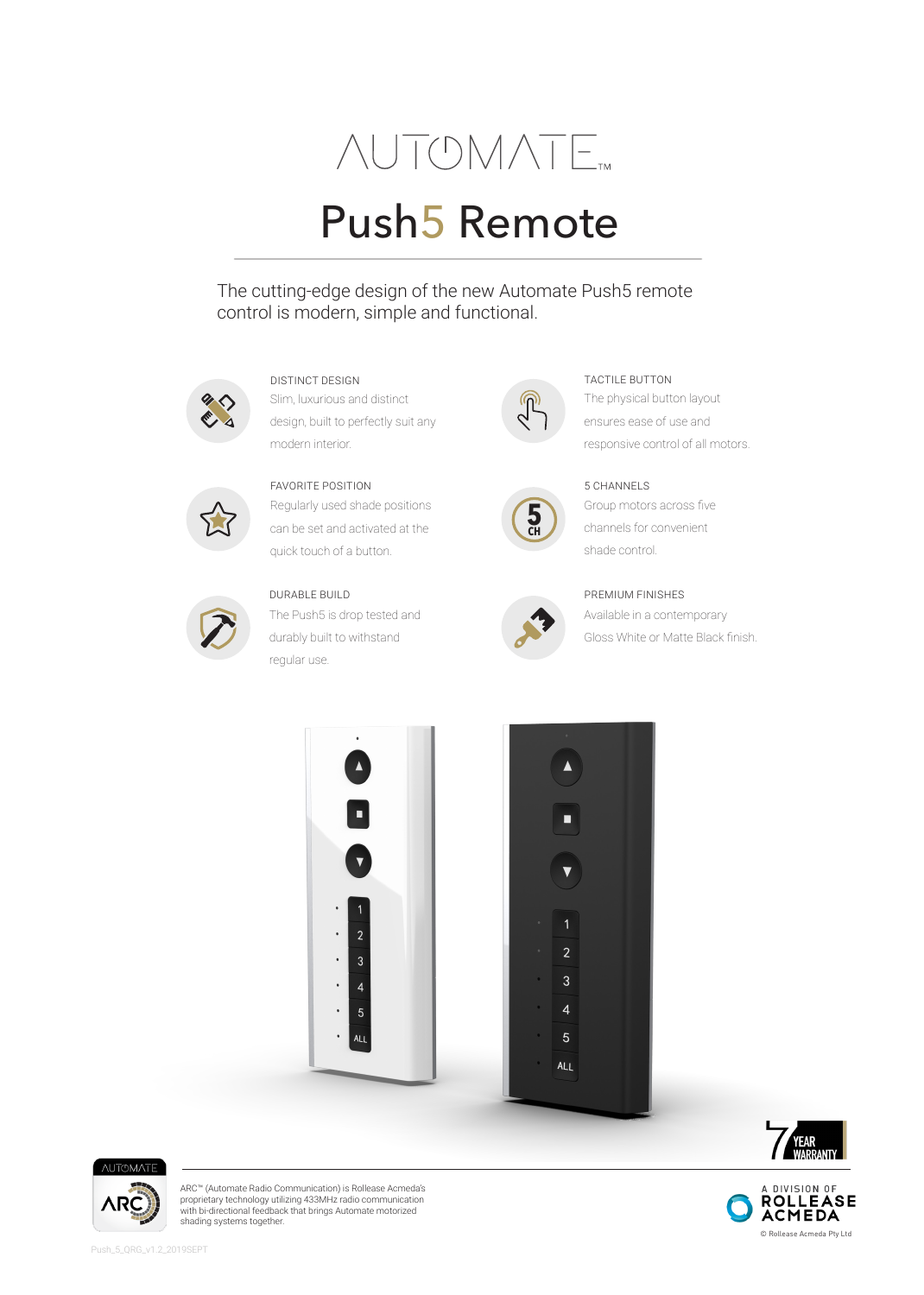# AUTOMATE™

# Push5 Remote

The cutting-edge design of the new Automate Push5 remote control is modern, simple and functional.

### DISTINCT DESIGN

Slim, luxurious and distinct design, built to perfectly suit any modern interior.

### TACTILE BUTTON

The physical button layout ensures ease of use and responsive control of all motors.

### FAVORITE POSITION

Regularly used shade positions can be set and activated at the quick touch of a button.

### 5 CHANNELS

Group motors across five channels for convenient shade control.

### DURABLE BUILD

The Push5 is drop tested and durably built to withstand regular use.

### PREMIUM FINISHES

Available in a contemporary Gloss White or Matte Black finish.

7 YEAR WARRANTY

ARC™ (Automate Radio Communication) is Rollease Acmeda's proprietary technology utilizing 433MHz radio communication with bi-directional feedback that brings Automate motorized shading systems together.

A DIVISION OF ROLLEASE ACMEDA

© Rollease Acmeda Pty Ltd

Push_5_QRG_v1.2_2019SEPT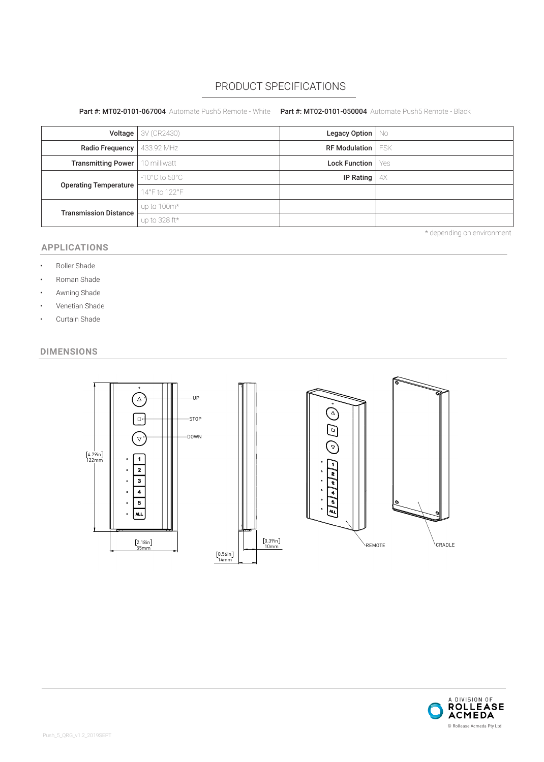# PRODUCT SPECIFICATIONS

**Part #: MT02-0101-067004** Automate Push5 Remote - White **Part #: MT02-0101-050004** Automate Push5 Remote - Black

| | | | |
|---|---|---|---|
| **Voltage** | 3V (CR2430) | **Legacy Option** | No |
| **Radio Frequency** | 433.92 MHz | **RF Modulation** | FSK |
| **Transmitting Power** | 10 milliwatt | **Lock Function** | Yes |
| **Operating Temperature** | -10°C to 50°C | **IP Rating** | 4X |
| | 14°F to 122°F | | |
| **Transmission Distance** | up to 100m* | | |
| | up to 328 ft* | | |

\* depending on environment

## APPLICATIONS

- Roller Shade
- Roman Shade
- Awning Shade
- Venetian Shade
- Curtain Shade

## DIMENSIONS

UP
STOP
DOWN
1
2
3
4
5
ALL
[4.79in] 122mm
[2.18in] 55mm
[0.39in] 10mm
[0.56in] 14mm
REMOTE
CRADLE